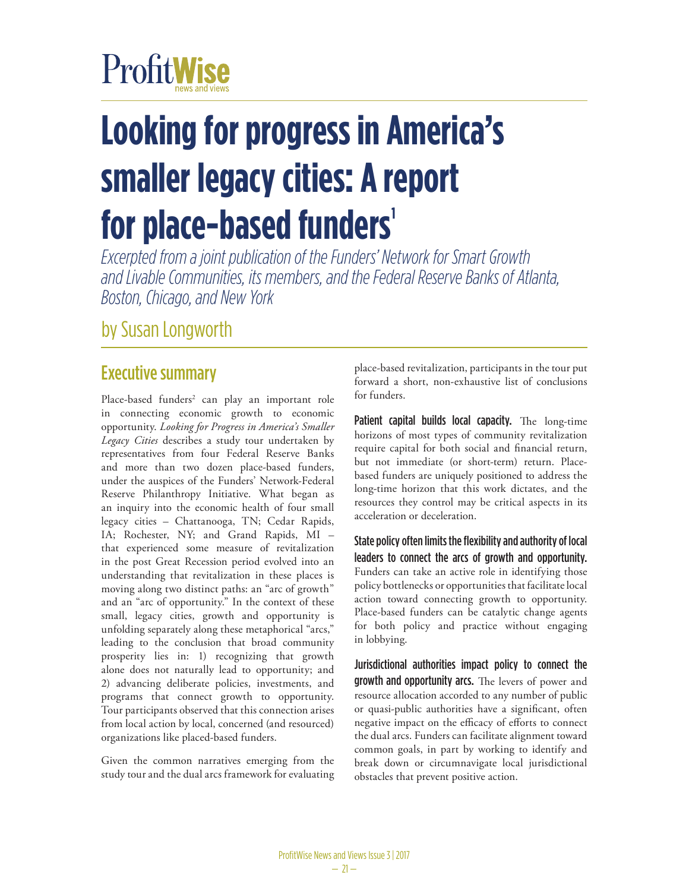ProfitWise news and views

# Looking for progress in America's smaller legacy cities: A report for place-based funders[1]

*Excerpted from a joint publication of the Funders' Network for Smart Growth and Livable Communities, its members, and the Federal Reserve Banks of Atlanta, Boston, Chicago, and New York*

by Susan Longworth

## Executive summary

Place-based funders[2] can play an important role in connecting economic growth to economic opportunity. *Looking for Progress in America's Smaller Legacy Cities* describes a study tour undertaken by representatives from four Federal Reserve Banks and more than two dozen place-based funders, under the auspices of the Funders' Network-Federal Reserve Philanthropy Initiative. What began as an inquiry into the economic health of four small legacy cities – Chattanooga, TN; Cedar Rapids, IA; Rochester, NY; and Grand Rapids, MI – that experienced some measure of revitalization in the post Great Recession period evolved into an understanding that revitalization in these places is moving along two distinct paths: an "arc of growth" and an "arc of opportunity." In the context of these small, legacy cities, growth and opportunity is unfolding separately along these metaphorical "arcs," leading to the conclusion that broad community prosperity lies in: 1) recognizing that growth alone does not naturally lead to opportunity; and 2) advancing deliberate policies, investments, and programs that connect growth to opportunity. Tour participants observed that this connection arises from local action by local, concerned (and resourced) organizations like placed-based funders.

Given the common narratives emerging from the study tour and the dual arcs framework for evaluating place-based revitalization, participants in the tour put forward a short, non-exhaustive list of conclusions for funders.

**Patient capital builds local capacity.** The long-time horizons of most types of community revitalization require capital for both social and financial return, but not immediate (or short-term) return. Place-based funders are uniquely positioned to address the long-time horizon that this work dictates, and the resources they control may be critical aspects in its acceleration or deceleration.

**State policy often limits the flexibility and authority of local leaders to connect the arcs of growth and opportunity.** Funders can take an active role in identifying those policy bottlenecks or opportunities that facilitate local action toward connecting growth to opportunity. Place-based funders can be catalytic change agents for both policy and practice without engaging in lobbying.

**Jurisdictional authorities impact policy to connect the growth and opportunity arcs.** The levers of power and resource allocation accorded to any number of public or quasi-public authorities have a significant, often negative impact on the efficacy of efforts to connect the dual arcs. Funders can facilitate alignment toward common goals, in part by working to identify and break down or circumnavigate local jurisdictional obstacles that prevent positive action.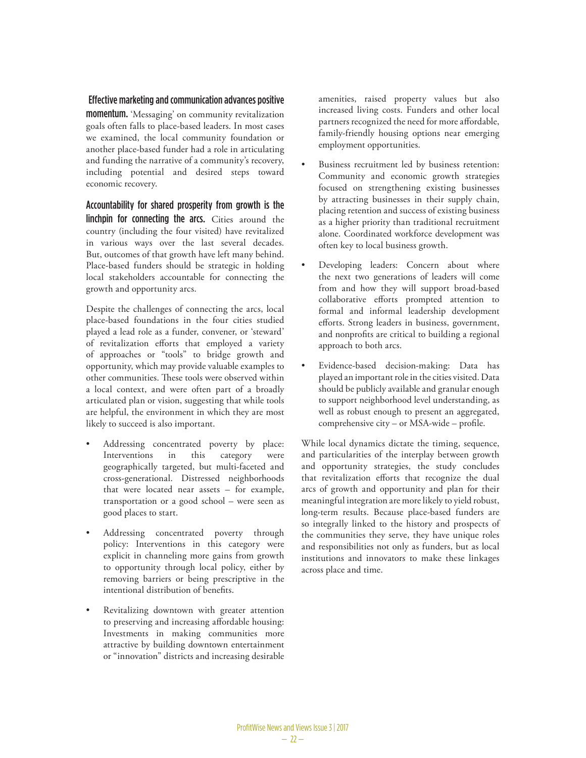**Effective marketing and communication advances positive momentum.** 'Messaging' on community revitalization goals often falls to place-based leaders. In most cases we examined, the local community foundation or another place-based funder had a role in articulating and funding the narrative of a community's recovery, including potential and desired steps toward economic recovery.

**Accountability for shared prosperity from growth is the linchpin for connecting the arcs.** Cities around the country (including the four visited) have revitalized in various ways over the last several decades. But, outcomes of that growth have left many behind. Place-based funders should be strategic in holding local stakeholders accountable for connecting the growth and opportunity arcs.

Despite the challenges of connecting the arcs, local place-based foundations in the four cities studied played a lead role as a funder, convener, or 'steward' of revitalization efforts that employed a variety of approaches or "tools" to bridge growth and opportunity, which may provide valuable examples to other communities. These tools were observed within a local context, and were often part of a broadly articulated plan or vision, suggesting that while tools are helpful, the environment in which they are most likely to succeed is also important.

- Addressing concentrated poverty by place: Interventions in this category were geographically targeted, but multi-faceted and cross-generational. Distressed neighborhoods that were located near assets – for example, transportation or a good school – were seen as good places to start.
- Addressing concentrated poverty through policy: Interventions in this category were explicit in channeling more gains from growth to opportunity through local policy, either by removing barriers or being prescriptive in the intentional distribution of benefits.
- Revitalizing downtown with greater attention to preserving and increasing affordable housing: Investments in making communities more attractive by building downtown entertainment or "innovation" districts and increasing desirable amenities, raised property values but also increased living costs. Funders and other local partners recognized the need for more affordable, family-friendly housing options near emerging employment opportunities.
- Business recruitment led by business retention: Community and economic growth strategies focused on strengthening existing businesses by attracting businesses in their supply chain, placing retention and success of existing business as a higher priority than traditional recruitment alone. Coordinated workforce development was often key to local business growth.
- Developing leaders: Concern about where the next two generations of leaders will come from and how they will support broad-based collaborative efforts prompted attention to formal and informal leadership development efforts. Strong leaders in business, government, and nonprofits are critical to building a regional approach to both arcs.
- Evidence-based decision-making: Data has played an important role in the cities visited. Data should be publicly available and granular enough to support neighborhood level understanding, as well as robust enough to present an aggregated, comprehensive city – or MSA-wide – profile.

While local dynamics dictate the timing, sequence, and particularities of the interplay between growth and opportunity strategies, the study concludes that revitalization efforts that recognize the dual arcs of growth and opportunity and plan for their meaningful integration are more likely to yield robust, long-term results. Because place-based funders are so integrally linked to the history and prospects of the communities they serve, they have unique roles and responsibilities not only as funders, but as local institutions and innovators to make these linkages across place and time.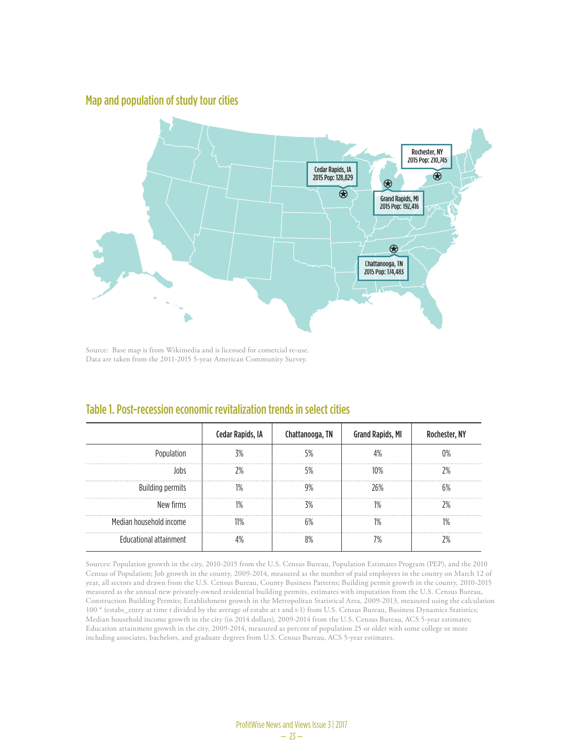## Map and population of study tour cities

Rochester, NY
2015 Pop: 210,745

Cedar Rapids, IA
2015 Pop: 128,829

Grand Rapids, MI
2015 Pop: 192,416

Chattanooga, TN
2015 Pop: 174,483

Source: Base map is from Wikimedia and is licensed for comercial re-use.
Data are taken from the 2011-2015 5-year American Community Survey.

## Table 1. Post-recession economic revitalization trends in select cities

| | Cedar Rapids, IA | Chattanooga, TN | Grand Rapids, MI | Rochester, NY |
|---|---|---|---|---|
| Population | 3% | 5% | 4% | 0% |
| Jobs | 2% | 5% | 10% | 2% |
| Building permits | 1% | 9% | 26% | 6% |
| New firms | 1% | 3% | 1% | 2% |
| Median household income | 11% | 6% | 1% | 1% |
| Educational attainment | 4% | 8% | 7% | 2% |

Sources: Population growth in the city, 2010-2015 from the U.S. Census Bureau, Population Estimates Program (PEP), and the 2010 Census of Population; Job growth in the county, 2009-2014, measured as the number of paid employees in the county on March 12 of year, all sectors and drawn from the U.S. Census Bureau, County Business Patterns; Building permit growth in the county, 2010-2015 measured as the annual new privately-owned residential building permits, estimates with imputation from the U.S. Census Bureau, Construction Building Permits; Establishment growth in the Metropolitan Statistical Area, 2009-2013, measured using the calculation 100 * (estabs_entry at time t divided by the average of estabs at t and t-1) from U.S. Census Bureau, Business Dynamics Statistics; Median household income growth in the city (in 2014 dollars), 2009-2014 from the U.S. Census Bureau, ACS 5-year estimates; Education attainment growth in the city, 2009-2014, measured as percent of population 25 or older with some college or more including associates, bachelors, and graduate degrees from U.S. Census Bureau, ACS 5-year estimates.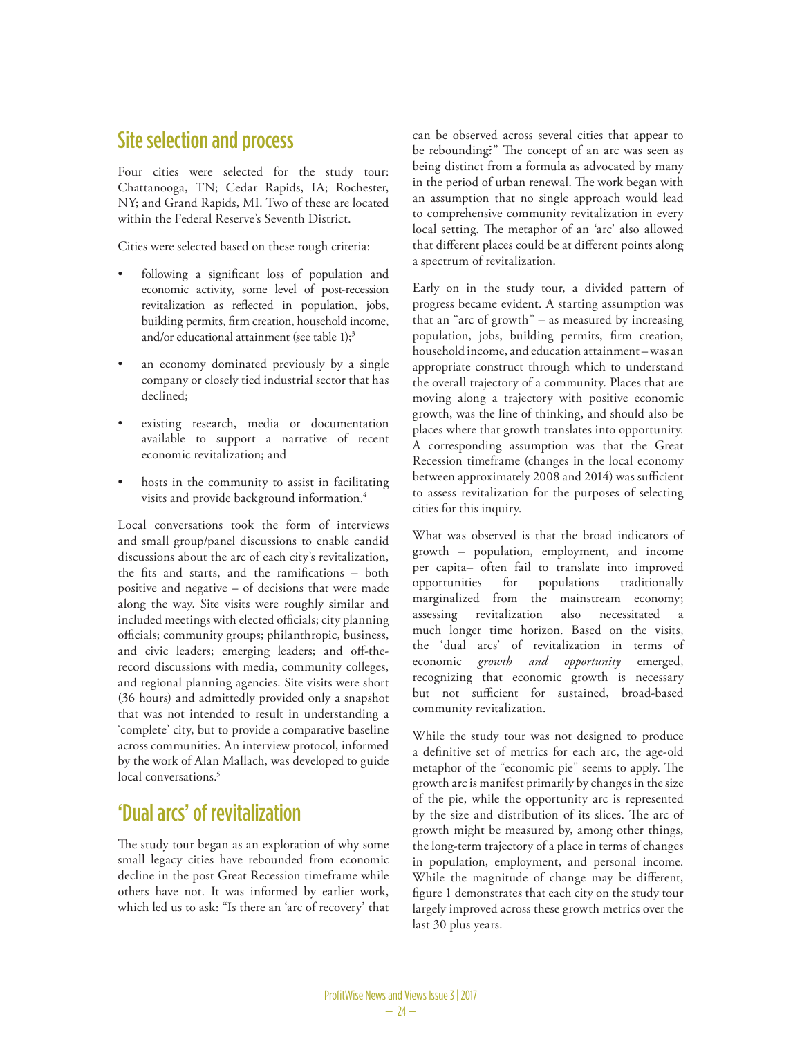## Site selection and process

Four cities were selected for the study tour: Chattanooga, TN; Cedar Rapids, IA; Rochester, NY; and Grand Rapids, MI. Two of these are located within the Federal Reserve's Seventh District.

Cities were selected based on these rough criteria:

- following a significant loss of population and economic activity, some level of post-recession revitalization as reflected in population, jobs, building permits, firm creation, household income, and/or educational attainment (see table 1);[3]
- an economy dominated previously by a single company or closely tied industrial sector that has declined;
- existing research, media or documentation available to support a narrative of recent economic revitalization; and
- hosts in the community to assist in facilitating visits and provide background information.[4]

Local conversations took the form of interviews and small group/panel discussions to enable candid discussions about the arc of each city's revitalization, the fits and starts, and the ramifications – both positive and negative – of decisions that were made along the way. Site visits were roughly similar and included meetings with elected officials; city planning officials; community groups; philanthropic, business, and civic leaders; emerging leaders; and off-the-record discussions with media, community colleges, and regional planning agencies. Site visits were short (36 hours) and admittedly provided only a snapshot that was not intended to result in understanding a 'complete' city, but to provide a comparative baseline across communities. An interview protocol, informed by the work of Alan Mallach, was developed to guide local conversations.[5]

## 'Dual arcs' of revitalization

The study tour began as an exploration of why some small legacy cities have rebounded from economic decline in the post Great Recession timeframe while others have not. It was informed by earlier work, which led us to ask: "Is there an 'arc of recovery' that can be observed across several cities that appear to be rebounding?" The concept of an arc was seen as being distinct from a formula as advocated by many in the period of urban renewal. The work began with an assumption that no single approach would lead to comprehensive community revitalization in every local setting. The metaphor of an 'arc' also allowed that different places could be at different points along a spectrum of revitalization.

Early on in the study tour, a divided pattern of progress became evident. A starting assumption was that an "arc of growth" – as measured by increasing population, jobs, building permits, firm creation, household income, and education attainment – was an appropriate construct through which to understand the overall trajectory of a community. Places that are moving along a trajectory with positive economic growth, was the line of thinking, and should also be places where that growth translates into opportunity. A corresponding assumption was that the Great Recession timeframe (changes in the local economy between approximately 2008 and 2014) was sufficient to assess revitalization for the purposes of selecting cities for this inquiry.

What was observed is that the broad indicators of growth – population, employment, and income per capita– often fail to translate into improved opportunities for populations traditionally marginalized from the mainstream economy; assessing revitalization also necessitated a much longer time horizon. Based on the visits, the 'dual arcs' of revitalization in terms of economic *growth and opportunity* emerged, recognizing that economic growth is necessary but not sufficient for sustained, broad-based community revitalization.

While the study tour was not designed to produce a definitive set of metrics for each arc, the age-old metaphor of the "economic pie" seems to apply. The growth arc is manifest primarily by changes in the size of the pie, while the opportunity arc is represented by the size and distribution of its slices. The arc of growth might be measured by, among other things, the long-term trajectory of a place in terms of changes in population, employment, and personal income. While the magnitude of change may be different, figure 1 demonstrates that each city on the study tour largely improved across these growth metrics over the last 30 plus years.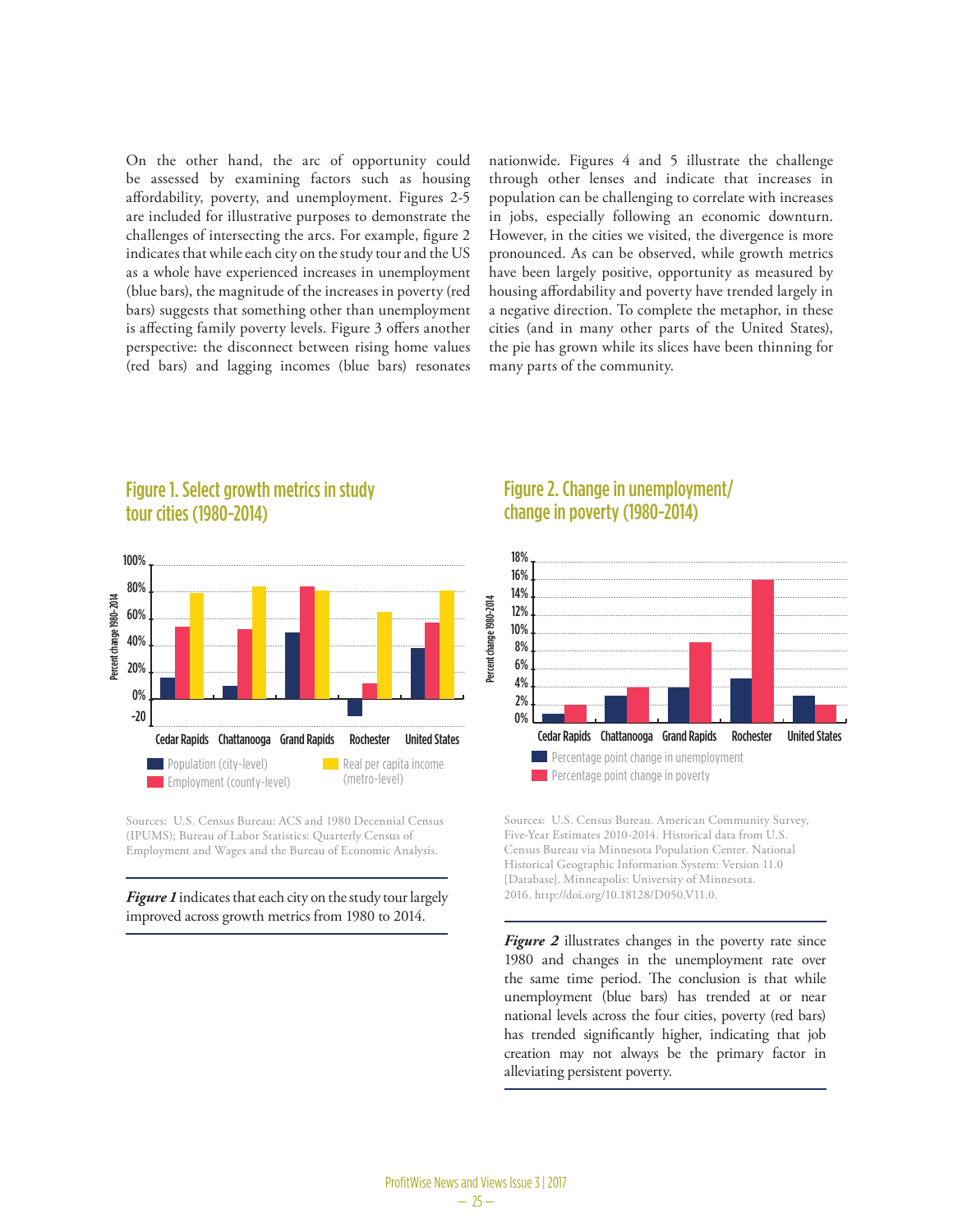On the other hand, the arc of opportunity could be assessed by examining factors such as housing affordability, poverty, and unemployment. Figures 2-5 are included for illustrative purposes to demonstrate the challenges of intersecting the arcs. For example, figure 2 indicates that while each city on the study tour and the US as a whole have experienced increases in unemployment (blue bars), the magnitude of the increases in poverty (red bars) suggests that something other than unemployment is affecting family poverty levels. Figure 3 offers another perspective: the disconnect between rising home values (red bars) and lagging incomes (blue bars) resonates nationwide. Figures 4 and 5 illustrate the challenge through other lenses and indicate that increases in population can be challenging to correlate with increases in jobs, especially following an economic downturn. However, in the cities we visited, the divergence is more pronounced. As can be observed, while growth metrics have been largely positive, opportunity as measured by housing affordability and poverty have trended largely in a negative direction. To complete the metaphor, in these cities (and in many other parts of the United States), the pie has grown while its slices have been thinning for many parts of the community.

## Figure 1. Select growth metrics in study tour cities (1980-2014)

Sources: U.S. Census Bureau: ACS and 1980 Decennial Census (IPUMS); Bureau of Labor Statistics: Quarterly Census of Employment and Wages and the Bureau of Economic Analysis.

***Figure 1*** indicates that each city on the study tour largely improved across growth metrics from 1980 to 2014.

## Figure 2. Change in unemployment/ change in poverty (1980-2014)

Sources: U.S. Census Bureau. American Community Survey, Five-Year Estimates 2010-2014. Historical data from U.S. Census Bureau via Minnesota Population Center. National Historical Geographic Information System: Version 11.0 [Database]. Minneapolis: University of Minnesota. 2016. http://doi.org/10.18128/D050.V11.0.

***Figure 2*** illustrates changes in the poverty rate since 1980 and changes in the unemployment rate over the same time period. The conclusion is that while unemployment (blue bars) has trended at or near national levels across the four cities, poverty (red bars) has trended significantly higher, indicating that job creation may not always be the primary factor in alleviating persistent poverty.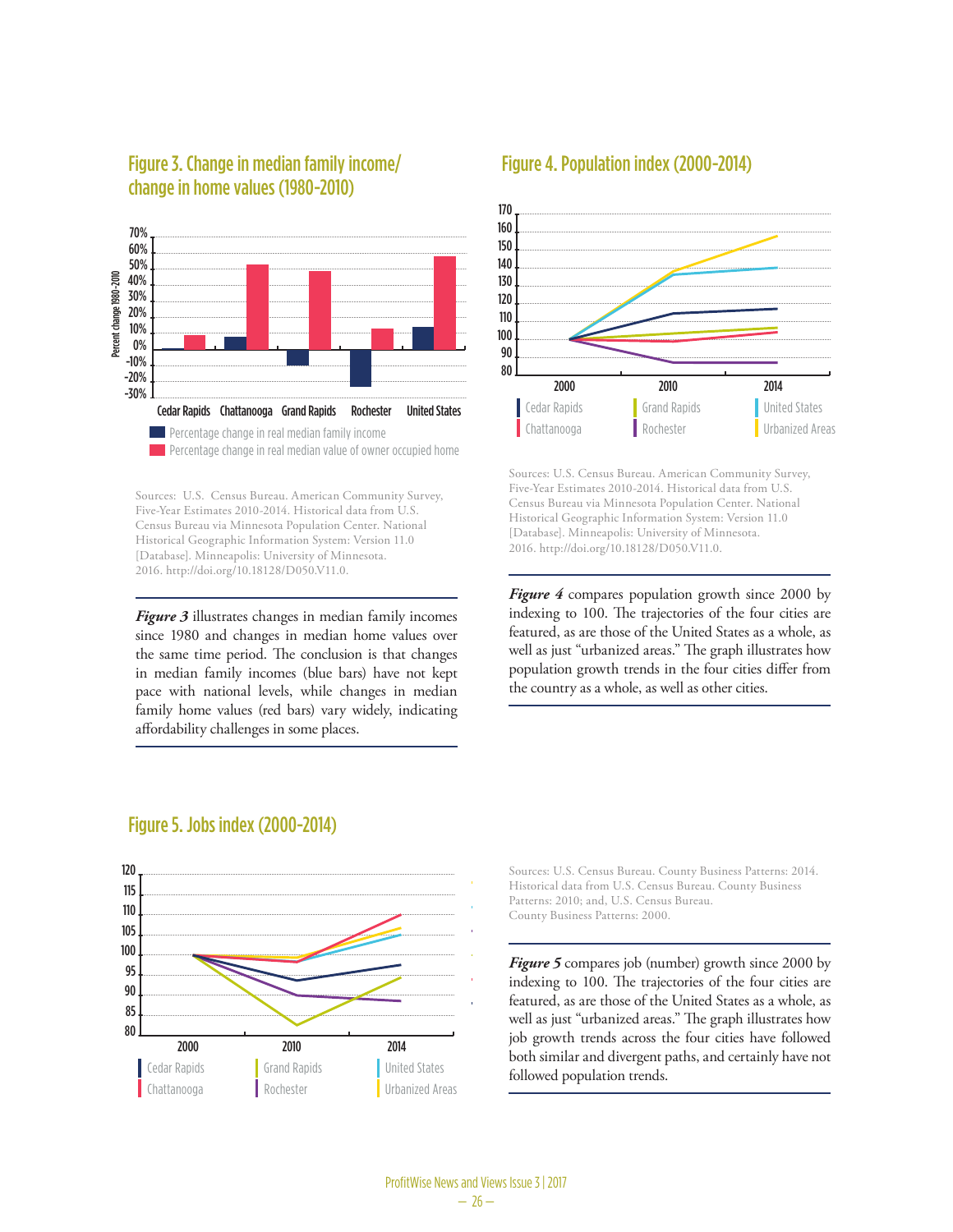## Figure 3. Change in median family income/ change in home values (1980-2010)

Sources: U.S. Census Bureau. American Community Survey, Five-Year Estimates 2010-2014. Historical data from U.S. Census Bureau via Minnesota Population Center. National Historical Geographic Information System: Version 11.0 [Database]. Minneapolis: University of Minnesota. 2016. http://doi.org/10.18128/D050.V11.0.

***Figure 3*** illustrates changes in median family incomes since 1980 and changes in median home values over the same time period. The conclusion is that changes in median family incomes (blue bars) have not kept pace with national levels, while changes in median family home values (red bars) vary widely, indicating affordability challenges in some places.

## Figure 4. Population index (2000-2014)

Sources: U.S. Census Bureau. American Community Survey, Five-Year Estimates 2010-2014. Historical data from U.S. Census Bureau via Minnesota Population Center. National Historical Geographic Information System: Version 11.0 [Database]. Minneapolis: University of Minnesota. 2016. http://doi.org/10.18128/D050.V11.0.

***Figure 4*** compares population growth since 2000 by indexing to 100. The trajectories of the four cities are featured, as are those of the United States as a whole, as well as just "urbanized areas." The graph illustrates how population growth trends in the four cities differ from the country as a whole, as well as other cities.

## Figure 5. Jobs index (2000-2014)

Sources: U.S. Census Bureau. County Business Patterns: 2014. Historical data from U.S. Census Bureau. County Business Patterns: 2010; and, U.S. Census Bureau. County Business Patterns: 2000.

***Figure 5*** compares job (number) growth since 2000 by indexing to 100. The trajectories of the four cities are featured, as are those of the United States as a whole, as well as just "urbanized areas." The graph illustrates how job growth trends across the four cities have followed both similar and divergent paths, and certainly have not followed population trends.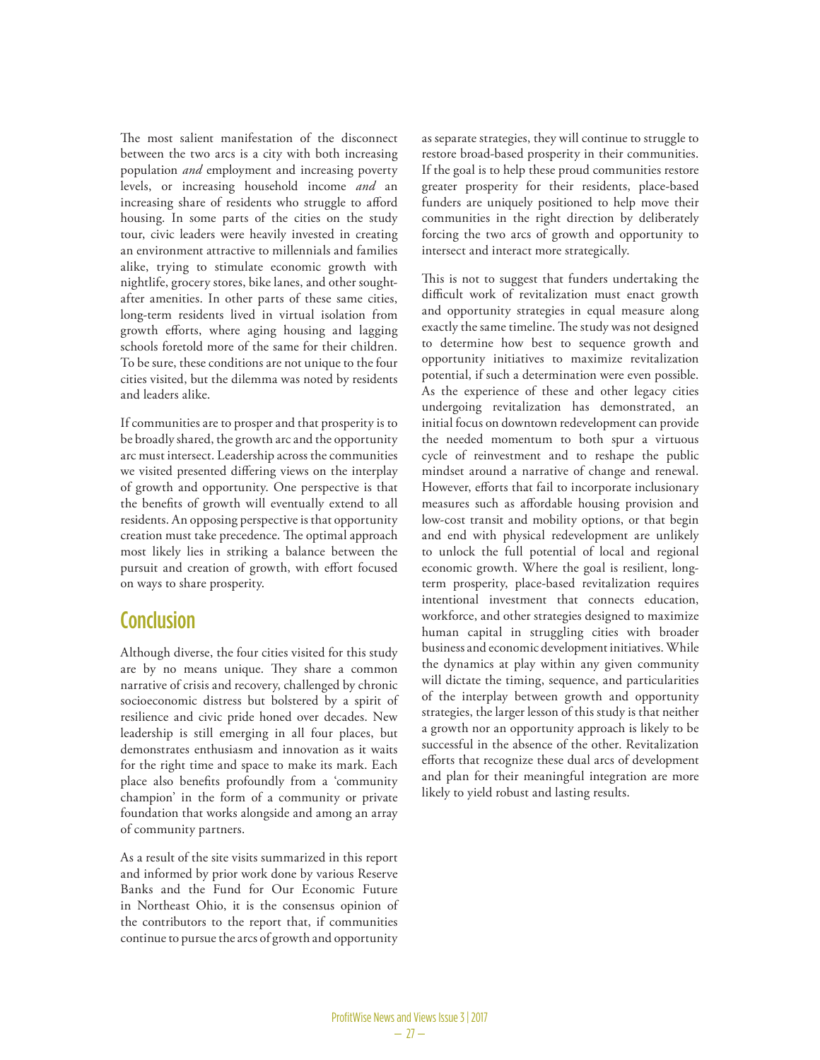The most salient manifestation of the disconnect between the two arcs is a city with both increasing population *and* employment and increasing poverty levels, or increasing household income *and* an increasing share of residents who struggle to afford housing. In some parts of the cities on the study tour, civic leaders were heavily invested in creating an environment attractive to millennials and families alike, trying to stimulate economic growth with nightlife, grocery stores, bike lanes, and other sought-after amenities. In other parts of these same cities, long-term residents lived in virtual isolation from growth efforts, where aging housing and lagging schools foretold more of the same for their children. To be sure, these conditions are not unique to the four cities visited, but the dilemma was noted by residents and leaders alike.

If communities are to prosper and that prosperity is to be broadly shared, the growth arc and the opportunity arc must intersect. Leadership across the communities we visited presented differing views on the interplay of growth and opportunity. One perspective is that the benefits of growth will eventually extend to all residents. An opposing perspective is that opportunity creation must take precedence. The optimal approach most likely lies in striking a balance between the pursuit and creation of growth, with effort focused on ways to share prosperity.

## Conclusion

Although diverse, the four cities visited for this study are by no means unique. They share a common narrative of crisis and recovery, challenged by chronic socioeconomic distress but bolstered by a spirit of resilience and civic pride honed over decades. New leadership is still emerging in all four places, but demonstrates enthusiasm and innovation as it waits for the right time and space to make its mark. Each place also benefits profoundly from a 'community champion' in the form of a community or private foundation that works alongside and among an array of community partners.

As a result of the site visits summarized in this report and informed by prior work done by various Reserve Banks and the Fund for Our Economic Future in Northeast Ohio, it is the consensus opinion of the contributors to the report that, if communities continue to pursue the arcs of growth and opportunity as separate strategies, they will continue to struggle to restore broad-based prosperity in their communities. If the goal is to help these proud communities restore greater prosperity for their residents, place-based funders are uniquely positioned to help move their communities in the right direction by deliberately forcing the two arcs of growth and opportunity to intersect and interact more strategically.

This is not to suggest that funders undertaking the difficult work of revitalization must enact growth and opportunity strategies in equal measure along exactly the same timeline. The study was not designed to determine how best to sequence growth and opportunity initiatives to maximize revitalization potential, if such a determination were even possible. As the experience of these and other legacy cities undergoing revitalization has demonstrated, an initial focus on downtown redevelopment can provide the needed momentum to both spur a virtuous cycle of reinvestment and to reshape the public mindset around a narrative of change and renewal. However, efforts that fail to incorporate inclusionary measures such as affordable housing provision and low-cost transit and mobility options, or that begin and end with physical redevelopment are unlikely to unlock the full potential of local and regional economic growth. Where the goal is resilient, long-term prosperity, place-based revitalization requires intentional investment that connects education, workforce, and other strategies designed to maximize human capital in struggling cities with broader business and economic development initiatives. While the dynamics at play within any given community will dictate the timing, sequence, and particularities of the interplay between growth and opportunity strategies, the larger lesson of this study is that neither a growth nor an opportunity approach is likely to be successful in the absence of the other. Revitalization efforts that recognize these dual arcs of development and plan for their meaningful integration are more likely to yield robust and lasting results.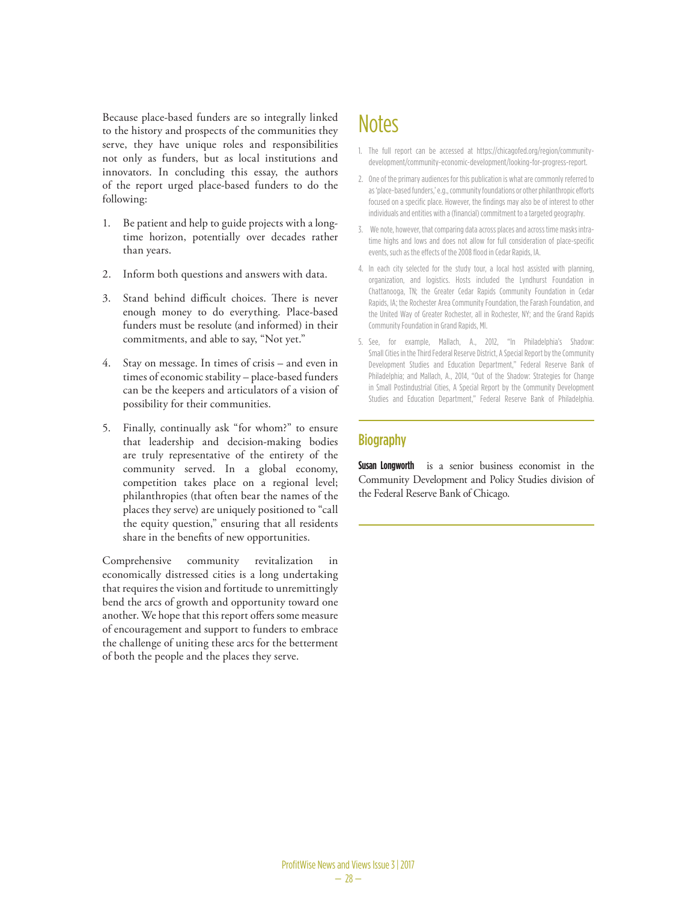Because place-based funders are so integrally linked to the history and prospects of the communities they serve, they have unique roles and responsibilities not only as funders, but as local institutions and innovators. In concluding this essay, the authors of the report urged place-based funders to do the following:

1. Be patient and help to guide projects with a long-time horizon, potentially over decades rather than years.
2. Inform both questions and answers with data.
3. Stand behind difficult choices. There is never enough money to do everything. Place-based funders must be resolute (and informed) in their commitments, and able to say, "Not yet."
4. Stay on message. In times of crisis – and even in times of economic stability – place-based funders can be the keepers and articulators of a vision of possibility for their communities.
5. Finally, continually ask "for whom?" to ensure that leadership and decision-making bodies are truly representative of the entirety of the community served. In a global economy, competition takes place on a regional level; philanthropies (that often bear the names of the places they serve) are uniquely positioned to "call the equity question," ensuring that all residents share in the benefits of new opportunities.

Comprehensive community revitalization in economically distressed cities is a long undertaking that requires the vision and fortitude to unremittingly bend the arcs of growth and opportunity toward one another. We hope that this report offers some measure of encouragement and support to funders to embrace the challenge of uniting these arcs for the betterment of both the people and the places they serve.

# Notes

1. The full report can be accessed at https://chicagofed.org/region/community-development/community-economic-development/looking-for-progress-report.
2. One of the primary audiences for this publication is what are commonly referred to as 'place-based funders,' e.g., community foundations or other philanthropic efforts focused on a specific place. However, the findings may also be of interest to other individuals and entities with a (financial) commitment to a targeted geography.
3. We note, however, that comparing data across places and across time masks intra-time highs and lows and does not allow for full consideration of place-specific events, such as the effects of the 2008 flood in Cedar Rapids, IA.
4. In each city selected for the study tour, a local host assisted with planning, organization, and logistics. Hosts included the Lyndhurst Foundation in Chattanooga, TN; the Greater Cedar Rapids Community Foundation in Cedar Rapids, IA; the Rochester Area Community Foundation, the Farash Foundation, and the United Way of Greater Rochester, all in Rochester, NY; and the Grand Rapids Community Foundation in Grand Rapids, MI.
5. See, for example, Mallach, A., 2012, "In Philadelphia's Shadow: Small Cities in the Third Federal Reserve District, A Special Report by the Community Development Studies and Education Department," Federal Reserve Bank of Philadelphia; and Mallach, A., 2014, "Out of the Shadow: Strategies for Change in Small Postindustrial Cities, A Special Report by the Community Development Studies and Education Department," Federal Reserve Bank of Philadelphia.

## Biography

**Susan Longworth** is a senior business economist in the Community Development and Policy Studies division of the Federal Reserve Bank of Chicago.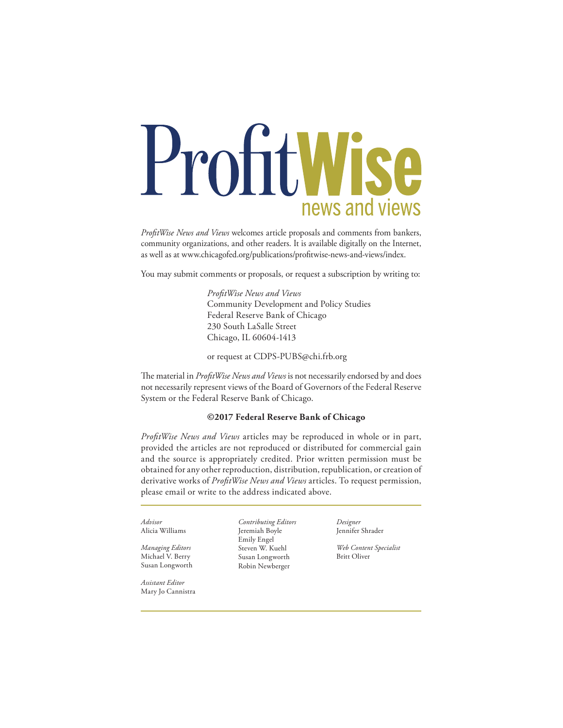# ProfitWise news and views

*ProfitWise News and Views* welcomes article proposals and comments from bankers, community organizations, and other readers. It is available digitally on the Internet, as well as at www.chicagofed.org/publications/profitwise-news-and-views/index.

You may submit comments or proposals, or request a subscription by writing to:

> *ProfitWise News and Views*
> Community Development and Policy Studies
> Federal Reserve Bank of Chicago
> 230 South LaSalle Street
> Chicago, IL 60604-1413
>
> or request at CDPS-PUBS@chi.frb.org

The material in *ProfitWise News and Views* is not necessarily endorsed by and does not necessarily represent views of the Board of Governors of the Federal Reserve System or the Federal Reserve Bank of Chicago.

**©2017 Federal Reserve Bank of Chicago**

*ProfitWise News and Views* articles may be reproduced in whole or in part, provided the articles are not reproduced or distributed for commercial gain and the source is appropriately credited. Prior written permission must be obtained for any other reproduction, distribution, republication, or creation of derivative works of *ProfitWise News and Views* articles. To request permission, please email or write to the address indicated above.

---

*Advisor*
Alicia Williams

*Managing Editors*
Michael V. Berry
Susan Longworth

*Assistant Editor*
Mary Jo Cannistra

*Contributing Editors*
Jeremiah Boyle
Emily Engel
Steven W. Kuehl
Susan Longworth
Robin Newberger

*Designer*
Jennifer Shrader

*Web Content Specialist*
Britt Oliver